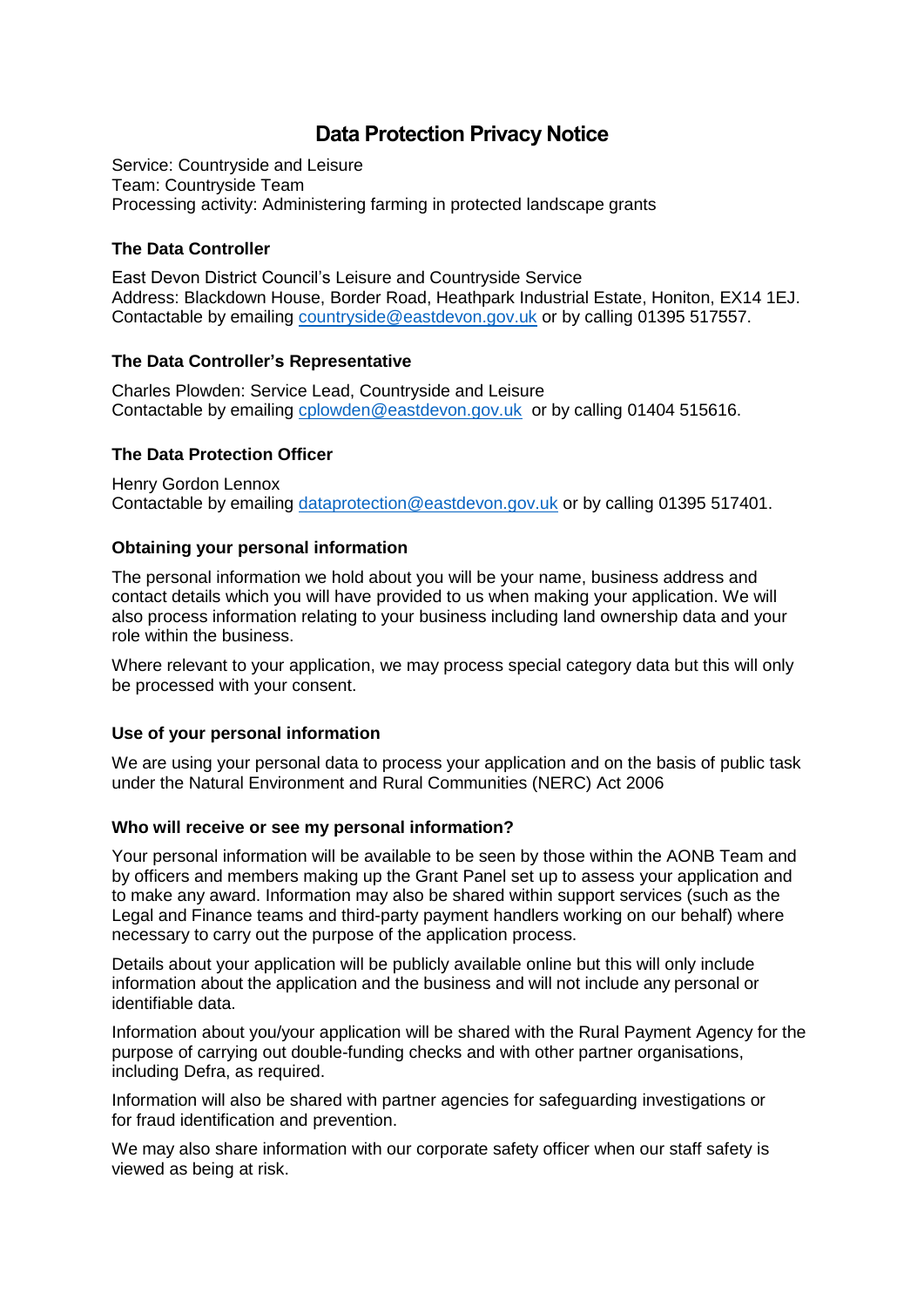# Data Protection Privacy Notice

Service: Countryside and Leisure
Team: Countryside Team
Processing activity: Administering farming in protected landscape grants

### The Data Controller

East Devon District Council's Leisure and Countryside Service
Address: Blackdown House, Border Road, Heathpark Industrial Estate, Honiton, EX14 1EJ.
Contactable by emailing countryside@eastdevon.gov.uk or by calling 01395 517557.

### The Data Controller's Representative

Charles Plowden: Service Lead, Countryside and Leisure
Contactable by emailing cplowden@eastdevon.gov.uk or by calling 01404 515616.

### The Data Protection Officer

Henry Gordon Lennox
Contactable by emailing dataprotection@eastdevon.gov.uk or by calling 01395 517401.

### Obtaining your personal information

The personal information we hold about you will be your name, business address and contact details which you will have provided to us when making your application. We will also process information relating to your business including land ownership data and your role within the business.

Where relevant to your application, we may process special category data but this will only be processed with your consent.

### Use of your personal information

We are using your personal data to process your application and on the basis of public task under the Natural Environment and Rural Communities (NERC) Act 2006

### Who will receive or see my personal information?

Your personal information will be available to be seen by those within the AONB Team and by officers and members making up the Grant Panel set up to assess your application and to make any award. Information may also be shared within support services (such as the Legal and Finance teams and third-party payment handlers working on our behalf) where necessary to carry out the purpose of the application process.

Details about your application will be publicly available online but this will only include information about the application and the business and will not include any personal or identifiable data.

Information about you/your application will be shared with the Rural Payment Agency for the purpose of carrying out double-funding checks and with other partner organisations, including Defra, as required.

Information will also be shared with partner agencies for safeguarding investigations or for fraud identification and prevention.

We may also share information with our corporate safety officer when our staff safety is viewed as being at risk.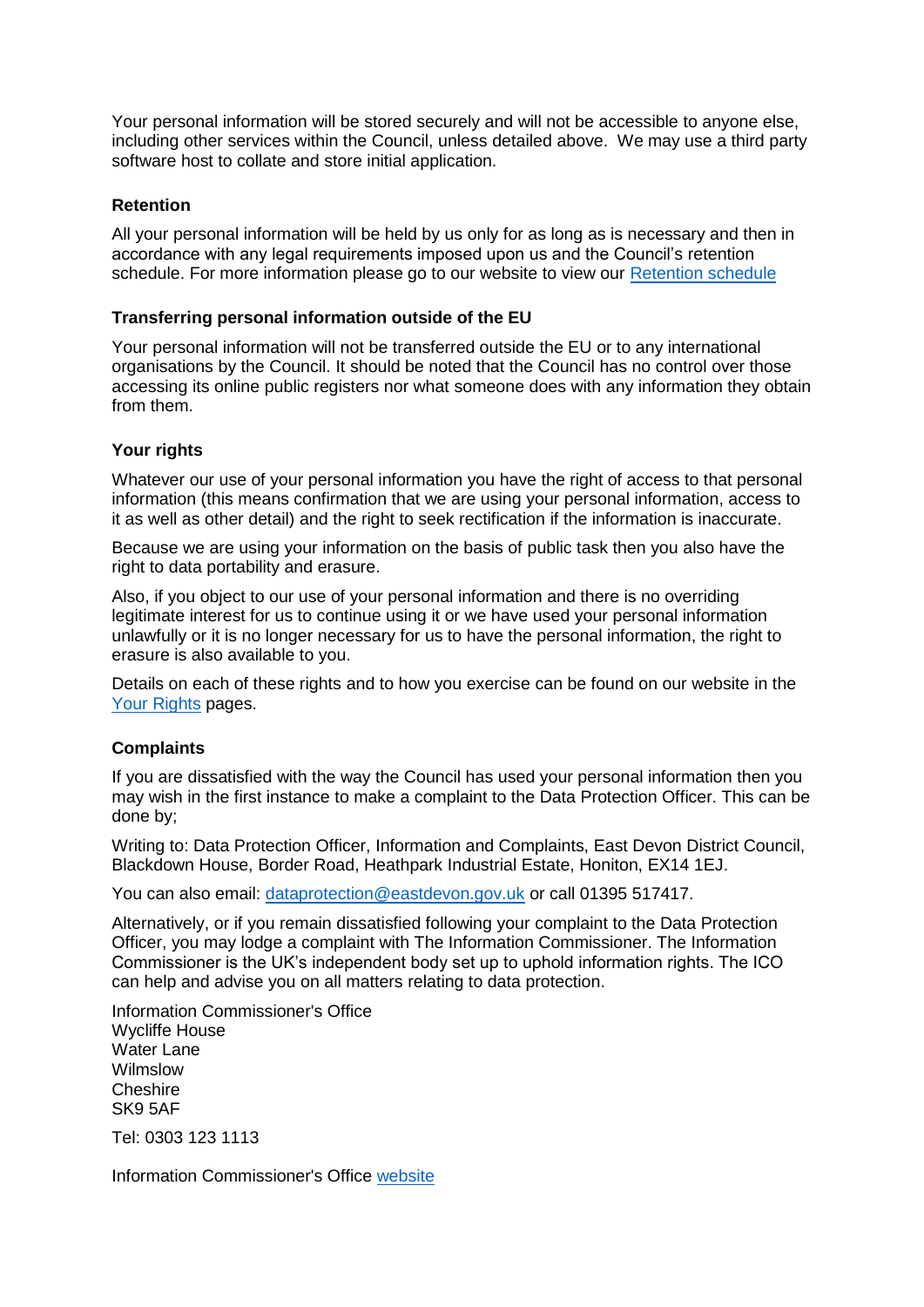Your personal information will be stored securely and will not be accessible to anyone else, including other services within the Council, unless detailed above. We may use a third party software host to collate and store initial application.

### Retention

All your personal information will be held by us only for as long as is necessary and then in accordance with any legal requirements imposed upon us and the Council's retention schedule. For more information please go to our website to view our Retention schedule

### Transferring personal information outside of the EU

Your personal information will not be transferred outside the EU or to any international organisations by the Council. It should be noted that the Council has no control over those accessing its online public registers nor what someone does with any information they obtain from them.

### Your rights

Whatever our use of your personal information you have the right of access to that personal information (this means confirmation that we are using your personal information, access to it as well as other detail) and the right to seek rectification if the information is inaccurate.

Because we are using your information on the basis of public task then you also have the right to data portability and erasure.

Also, if you object to our use of your personal information and there is no overriding legitimate interest for us to continue using it or we have used your personal information unlawfully or it is no longer necessary for us to have the personal information, the right to erasure is also available to you.

Details on each of these rights and to how you exercise can be found on our website in the Your Rights pages.

### Complaints

If you are dissatisfied with the way the Council has used your personal information then you may wish in the first instance to make a complaint to the Data Protection Officer. This can be done by;

Writing to: Data Protection Officer, Information and Complaints, East Devon District Council, Blackdown House, Border Road, Heathpark Industrial Estate, Honiton, EX14 1EJ.

You can also email: dataprotection@eastdevon.gov.uk or call 01395 517417.

Alternatively, or if you remain dissatisfied following your complaint to the Data Protection Officer, you may lodge a complaint with The Information Commissioner. The Information Commissioner is the UK's independent body set up to uphold information rights. The ICO can help and advise you on all matters relating to data protection.

Information Commissioner's Office
Wycliffe House
Water Lane
Wilmslow
Cheshire
SK9 5AF

Tel: 0303 123 1113

Information Commissioner's Office website